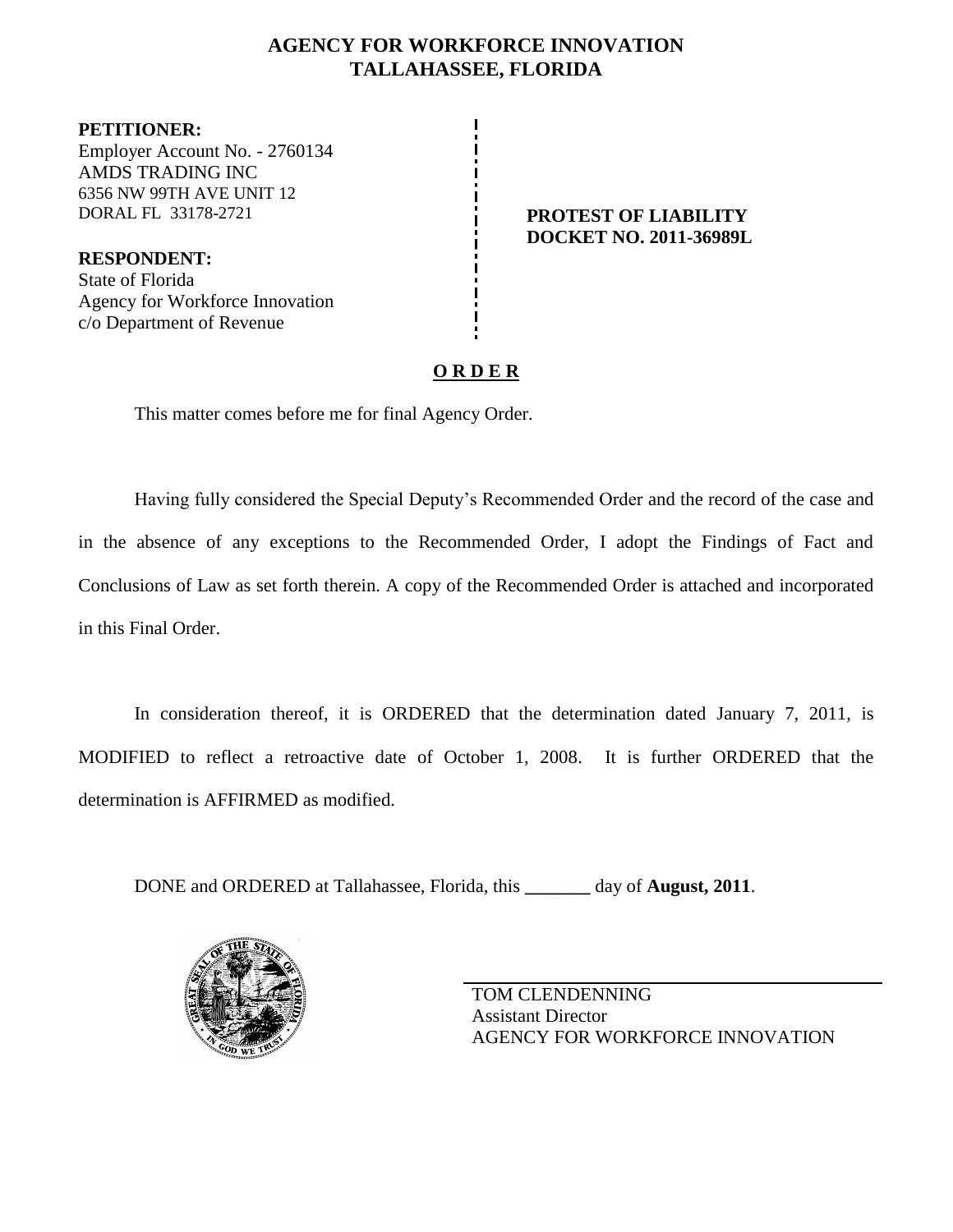# AGENCY FOR WORKFORCE INNOVATION
## TALLAHASSEE, FLORIDA

**PETITIONER:**
Employer Account No. - 2760134
AMDS TRADING INC
6356 NW 99TH AVE UNIT 12
DORAL FL 33178-2721

**RESPONDENT:**
State of Florida
Agency for Workforce Innovation
c/o Department of Revenue

**PROTEST OF LIABILITY**
**DOCKET NO. 2011-36989L**

**O R D E R**

This matter comes before me for final Agency Order.

Having fully considered the Special Deputy's Recommended Order and the record of the case and in the absence of any exceptions to the Recommended Order, I adopt the Findings of Fact and Conclusions of Law as set forth therein. A copy of the Recommended Order is attached and incorporated in this Final Order.

In consideration thereof, it is ORDERED that the determination dated January 7, 2011, is MODIFIED to reflect a retroactive date of October 1, 2008. It is further ORDERED that the determination is AFFIRMED as modified.

DONE and ORDERED at Tallahassee, Florida, this _______ day of **August, 2011**.

TOM CLENDENNING
Assistant Director
AGENCY FOR WORKFORCE INNOVATION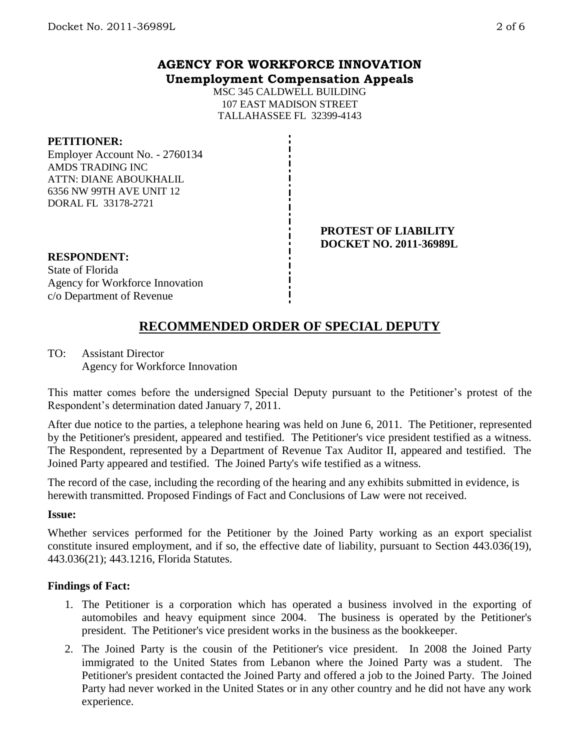# AGENCY FOR WORKFORCE INNOVATION
## Unemployment Compensation Appeals

MSC 345 CALDWELL BUILDING
107 EAST MADISON STREET
TALLAHASSEE FL 32399-4143

**PETITIONER:**
Employer Account No. - 2760134
AMDS TRADING INC
ATTN: DIANE ABOUKHALIL
6356 NW 99TH AVE UNIT 12
DORAL FL 33178-2721

**PROTEST OF LIABILITY**
**DOCKET NO. 2011-36989L**

**RESPONDENT:**
State of Florida
Agency for Workforce Innovation
c/o Department of Revenue

## RECOMMENDED ORDER OF SPECIAL DEPUTY

TO: Assistant Director
Agency for Workforce Innovation

This matter comes before the undersigned Special Deputy pursuant to the Petitioner's protest of the Respondent's determination dated January 7, 2011.

After due notice to the parties, a telephone hearing was held on June 6, 2011. The Petitioner, represented by the Petitioner's president, appeared and testified. The Petitioner's vice president testified as a witness. The Respondent, represented by a Department of Revenue Tax Auditor II, appeared and testified. The Joined Party appeared and testified. The Joined Party's wife testified as a witness.

The record of the case, including the recording of the hearing and any exhibits submitted in evidence, is herewith transmitted. Proposed Findings of Fact and Conclusions of Law were not received.

**Issue:**

Whether services performed for the Petitioner by the Joined Party working as an export specialist constitute insured employment, and if so, the effective date of liability, pursuant to Section 443.036(19), 443.036(21); 443.1216, Florida Statutes.

**Findings of Fact:**

1. The Petitioner is a corporation which has operated a business involved in the exporting of automobiles and heavy equipment since 2004. The business is operated by the Petitioner's president. The Petitioner's vice president works in the business as the bookkeeper.
2. The Joined Party is the cousin of the Petitioner's vice president. In 2008 the Joined Party immigrated to the United States from Lebanon where the Joined Party was a student. The Petitioner's president contacted the Joined Party and offered a job to the Joined Party. The Joined Party had never worked in the United States or in any other country and he did not have any work experience.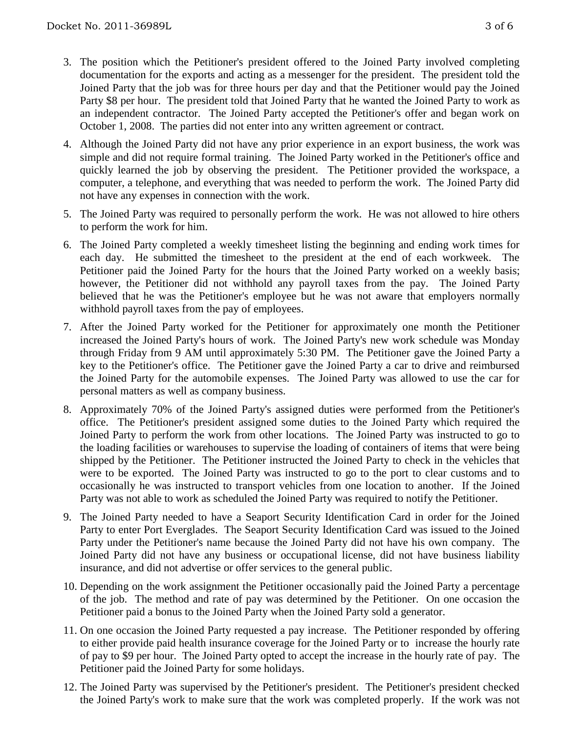3. The position which the Petitioner's president offered to the Joined Party involved completing documentation for the exports and acting as a messenger for the president. The president told the Joined Party that the job was for three hours per day and that the Petitioner would pay the Joined Party $8 per hour. The president told that Joined Party that he wanted the Joined Party to work as an independent contractor. The Joined Party accepted the Petitioner's offer and began work on October 1, 2008. The parties did not enter into any written agreement or contract.

4. Although the Joined Party did not have any prior experience in an export business, the work was simple and did not require formal training. The Joined Party worked in the Petitioner's office and quickly learned the job by observing the president. The Petitioner provided the workspace, a computer, a telephone, and everything that was needed to perform the work. The Joined Party did not have any expenses in connection with the work.

5. The Joined Party was required to personally perform the work. He was not allowed to hire others to perform the work for him.

6. The Joined Party completed a weekly timesheet listing the beginning and ending work times for each day. He submitted the timesheet to the president at the end of each workweek. The Petitioner paid the Joined Party for the hours that the Joined Party worked on a weekly basis; however, the Petitioner did not withhold any payroll taxes from the pay. The Joined Party believed that he was the Petitioner's employee but he was not aware that employers normally withhold payroll taxes from the pay of employees.

7. After the Joined Party worked for the Petitioner for approximately one month the Petitioner increased the Joined Party's hours of work. The Joined Party's new work schedule was Monday through Friday from 9 AM until approximately 5:30 PM. The Petitioner gave the Joined Party a key to the Petitioner's office. The Petitioner gave the Joined Party a car to drive and reimbursed the Joined Party for the automobile expenses. The Joined Party was allowed to use the car for personal matters as well as company business.

8. Approximately 70% of the Joined Party's assigned duties were performed from the Petitioner's office. The Petitioner's president assigned some duties to the Joined Party which required the Joined Party to perform the work from other locations. The Joined Party was instructed to go to the loading facilities or warehouses to supervise the loading of containers of items that were being shipped by the Petitioner. The Petitioner instructed the Joined Party to check in the vehicles that were to be exported. The Joined Party was instructed to go to the port to clear customs and to occasionally he was instructed to transport vehicles from one location to another. If the Joined Party was not able to work as scheduled the Joined Party was required to notify the Petitioner.

9. The Joined Party needed to have a Seaport Security Identification Card in order for the Joined Party to enter Port Everglades. The Seaport Security Identification Card was issued to the Joined Party under the Petitioner's name because the Joined Party did not have his own company. The Joined Party did not have any business or occupational license, did not have business liability insurance, and did not advertise or offer services to the general public.

10. Depending on the work assignment the Petitioner occasionally paid the Joined Party a percentage of the job. The method and rate of pay was determined by the Petitioner. On one occasion the Petitioner paid a bonus to the Joined Party when the Joined Party sold a generator.

11. On one occasion the Joined Party requested a pay increase. The Petitioner responded by offering to either provide paid health insurance coverage for the Joined Party or to increase the hourly rate of pay to $9 per hour. The Joined Party opted to accept the increase in the hourly rate of pay. The Petitioner paid the Joined Party for some holidays.

12. The Joined Party was supervised by the Petitioner's president. The Petitioner's president checked the Joined Party's work to make sure that the work was completed properly. If the work was not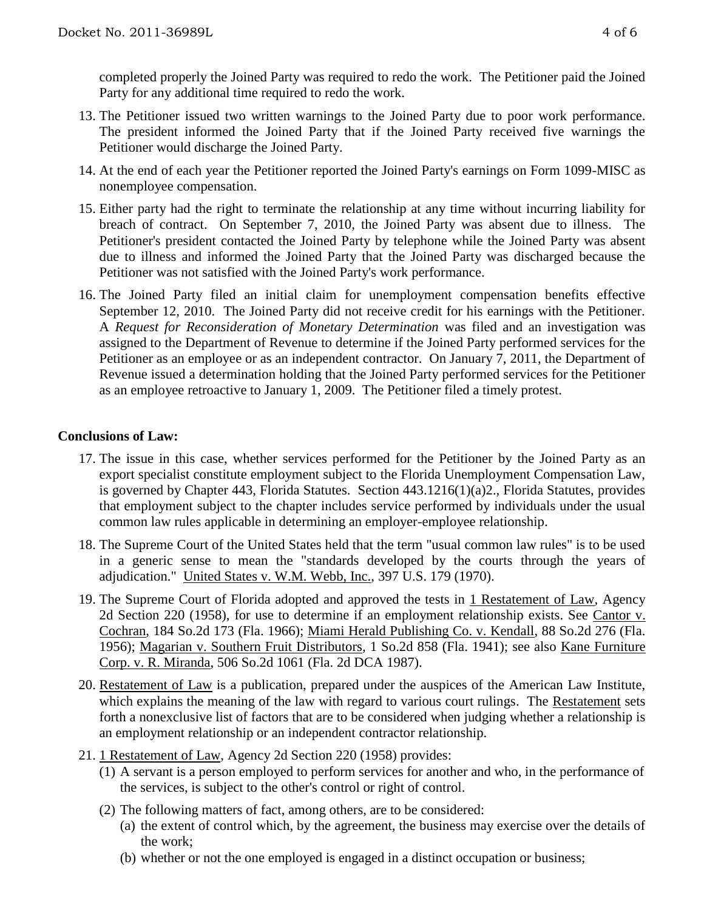completed properly the Joined Party was required to redo the work. The Petitioner paid the Joined Party for any additional time required to redo the work.

13. The Petitioner issued two written warnings to the Joined Party due to poor work performance. The president informed the Joined Party that if the Joined Party received five warnings the Petitioner would discharge the Joined Party.

14. At the end of each year the Petitioner reported the Joined Party's earnings on Form 1099-MISC as nonemployee compensation.

15. Either party had the right to terminate the relationship at any time without incurring liability for breach of contract. On September 7, 2010, the Joined Party was absent due to illness. The Petitioner's president contacted the Joined Party by telephone while the Joined Party was absent due to illness and informed the Joined Party that the Joined Party was discharged because the Petitioner was not satisfied with the Joined Party's work performance.

16. The Joined Party filed an initial claim for unemployment compensation benefits effective September 12, 2010. The Joined Party did not receive credit for his earnings with the Petitioner. A *Request for Reconsideration of Monetary Determination* was filed and an investigation was assigned to the Department of Revenue to determine if the Joined Party performed services for the Petitioner as an employee or as an independent contractor. On January 7, 2011, the Department of Revenue issued a determination holding that the Joined Party performed services for the Petitioner as an employee retroactive to January 1, 2009. The Petitioner filed a timely protest.

## Conclusions of Law:

17. The issue in this case, whether services performed for the Petitioner by the Joined Party as an export specialist constitute employment subject to the Florida Unemployment Compensation Law, is governed by Chapter 443, Florida Statutes. Section 443.1216(1)(a)2., Florida Statutes, provides that employment subject to the chapter includes service performed by individuals under the usual common law rules applicable in determining an employer-employee relationship.

18. The Supreme Court of the United States held that the term "usual common law rules" is to be used in a generic sense to mean the "standards developed by the courts through the years of adjudication." United States v. W.M. Webb, Inc., 397 U.S. 179 (1970).

19. The Supreme Court of Florida adopted and approved the tests in 1 Restatement of Law, Agency 2d Section 220 (1958), for use to determine if an employment relationship exists. See Cantor v. Cochran, 184 So.2d 173 (Fla. 1966); Miami Herald Publishing Co. v. Kendall, 88 So.2d 276 (Fla. 1956); Magarian v. Southern Fruit Distributors, 1 So.2d 858 (Fla. 1941); see also Kane Furniture Corp. v. R. Miranda, 506 So.2d 1061 (Fla. 2d DCA 1987).

20. Restatement of Law is a publication, prepared under the auspices of the American Law Institute, which explains the meaning of the law with regard to various court rulings. The Restatement sets forth a nonexclusive list of factors that are to be considered when judging whether a relationship is an employment relationship or an independent contractor relationship.

21. 1 Restatement of Law, Agency 2d Section 220 (1958) provides:
    (1) A servant is a person employed to perform services for another and who, in the performance of the services, is subject to the other's control or right of control.
    (2) The following matters of fact, among others, are to be considered:
        (a) the extent of control which, by the agreement, the business may exercise over the details of the work;
        (b) whether or not the one employed is engaged in a distinct occupation or business;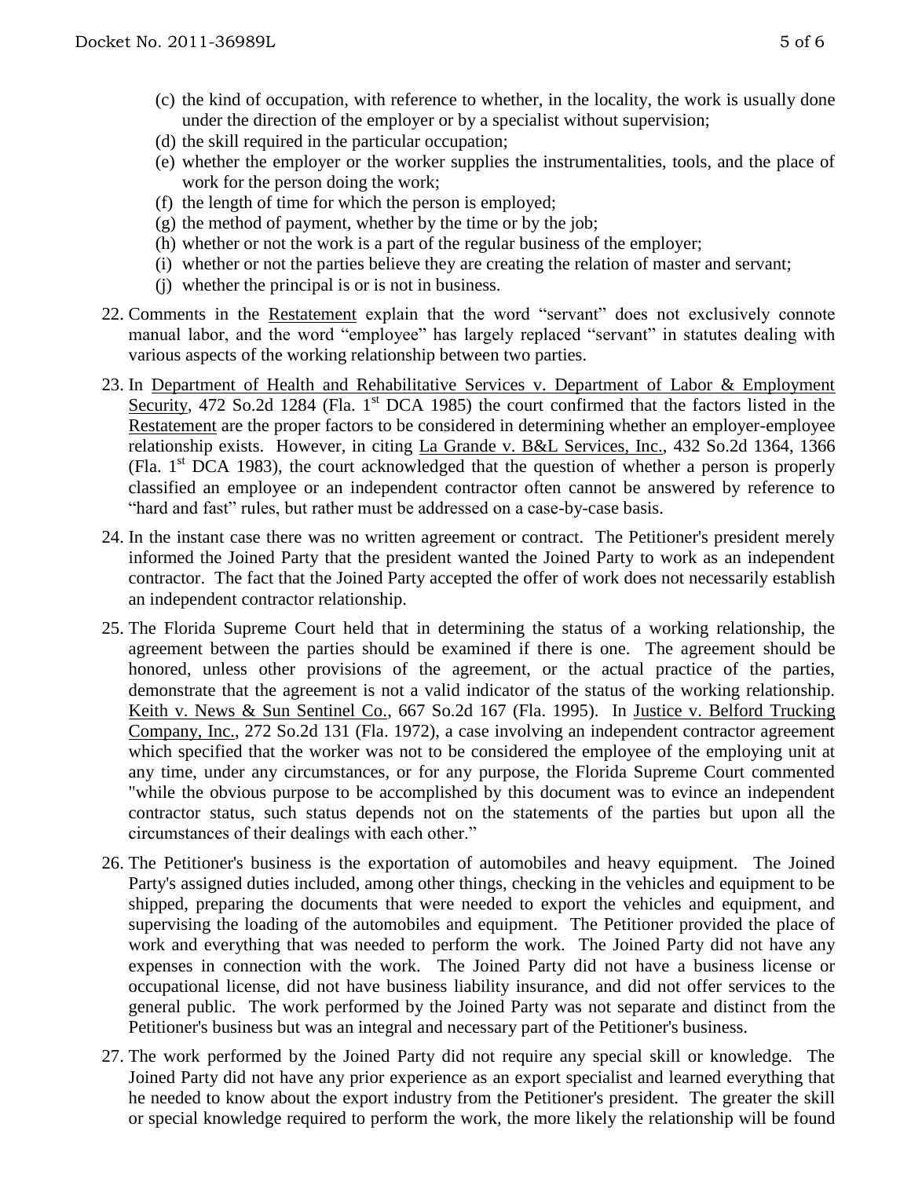- (c) the kind of occupation, with reference to whether, in the locality, the work is usually done under the direction of the employer or by a specialist without supervision;
- (d) the skill required in the particular occupation;
- (e) whether the employer or the worker supplies the instrumentalities, tools, and the place of work for the person doing the work;
- (f) the length of time for which the person is employed;
- (g) the method of payment, whether by the time or by the job;
- (h) whether or not the work is a part of the regular business of the employer;
- (i) whether or not the parties believe they are creating the relation of master and servant;
- (j) whether the principal is or is not in business.

22. Comments in the Restatement explain that the word "servant" does not exclusively connote manual labor, and the word "employee" has largely replaced "servant" in statutes dealing with various aspects of the working relationship between two parties.

23. In Department of Health and Rehabilitative Services v. Department of Labor & Employment Security, 472 So.2d 1284 (Fla. 1st DCA 1985) the court confirmed that the factors listed in the Restatement are the proper factors to be considered in determining whether an employer-employee relationship exists. However, in citing La Grande v. B&L Services, Inc., 432 So.2d 1364, 1366 (Fla. 1st DCA 1983), the court acknowledged that the question of whether a person is properly classified an employee or an independent contractor often cannot be answered by reference to "hard and fast" rules, but rather must be addressed on a case-by-case basis.

24. In the instant case there was no written agreement or contract. The Petitioner's president merely informed the Joined Party that the president wanted the Joined Party to work as an independent contractor. The fact that the Joined Party accepted the offer of work does not necessarily establish an independent contractor relationship.

25. The Florida Supreme Court held that in determining the status of a working relationship, the agreement between the parties should be examined if there is one. The agreement should be honored, unless other provisions of the agreement, or the actual practice of the parties, demonstrate that the agreement is not a valid indicator of the status of the working relationship. Keith v. News & Sun Sentinel Co., 667 So.2d 167 (Fla. 1995). In Justice v. Belford Trucking Company, Inc., 272 So.2d 131 (Fla. 1972), a case involving an independent contractor agreement which specified that the worker was not to be considered the employee of the employing unit at any time, under any circumstances, or for any purpose, the Florida Supreme Court commented "while the obvious purpose to be accomplished by this document was to evince an independent contractor status, such status depends not on the statements of the parties but upon all the circumstances of their dealings with each other."

26. The Petitioner's business is the exportation of automobiles and heavy equipment. The Joined Party's assigned duties included, among other things, checking in the vehicles and equipment to be shipped, preparing the documents that were needed to export the vehicles and equipment, and supervising the loading of the automobiles and equipment. The Petitioner provided the place of work and everything that was needed to perform the work. The Joined Party did not have any expenses in connection with the work. The Joined Party did not have a business license or occupational license, did not have business liability insurance, and did not offer services to the general public. The work performed by the Joined Party was not separate and distinct from the Petitioner's business but was an integral and necessary part of the Petitioner's business.

27. The work performed by the Joined Party did not require any special skill or knowledge. The Joined Party did not have any prior experience as an export specialist and learned everything that he needed to know about the export industry from the Petitioner's president. The greater the skill or special knowledge required to perform the work, the more likely the relationship will be found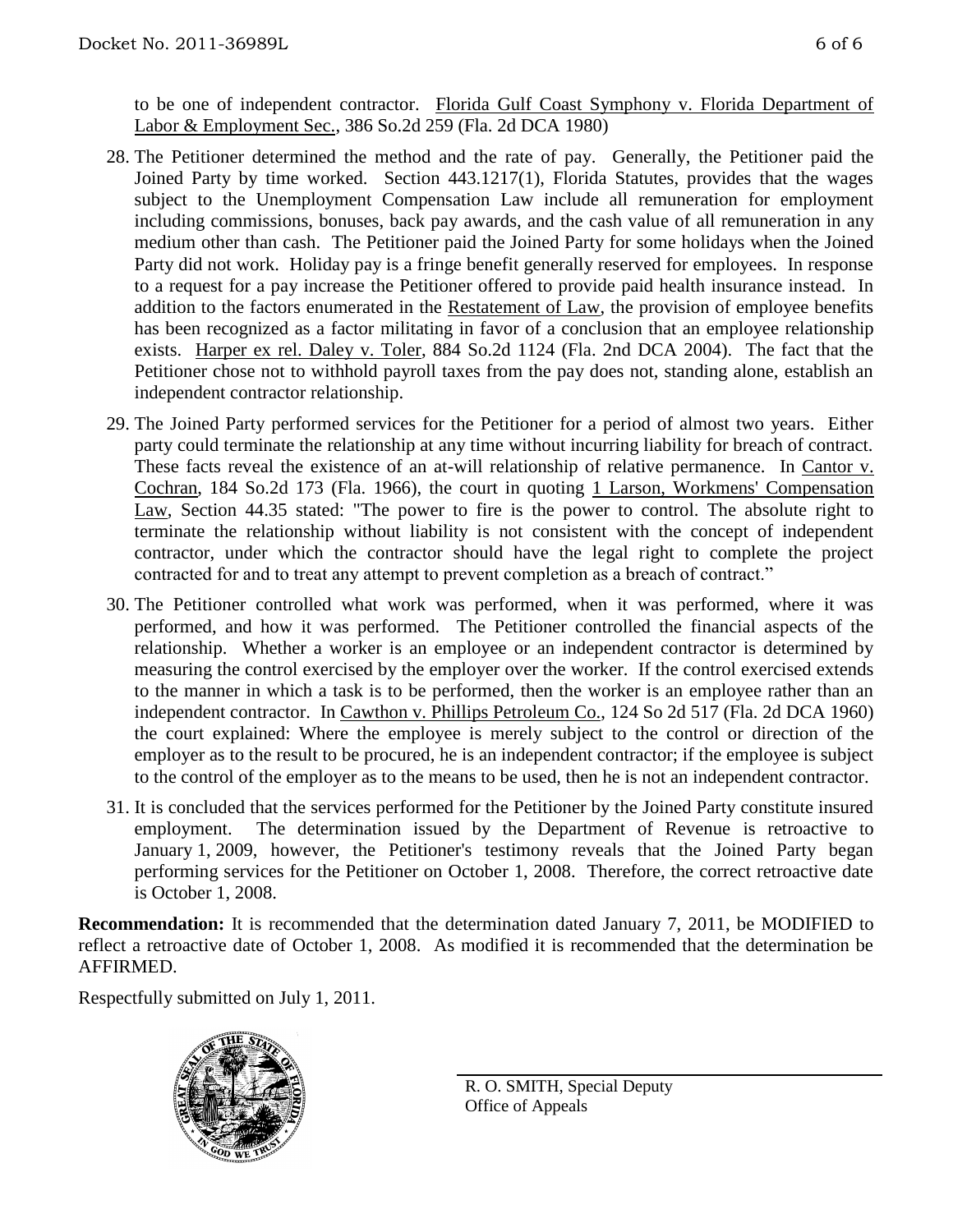to be one of independent contractor. Florida Gulf Coast Symphony v. Florida Department of Labor & Employment Sec., 386 So.2d 259 (Fla. 2d DCA 1980)

28. The Petitioner determined the method and the rate of pay. Generally, the Petitioner paid the Joined Party by time worked. Section 443.1217(1), Florida Statutes, provides that the wages subject to the Unemployment Compensation Law include all remuneration for employment including commissions, bonuses, back pay awards, and the cash value of all remuneration in any medium other than cash. The Petitioner paid the Joined Party for some holidays when the Joined Party did not work. Holiday pay is a fringe benefit generally reserved for employees. In response to a request for a pay increase the Petitioner offered to provide paid health insurance instead. In addition to the factors enumerated in the Restatement of Law, the provision of employee benefits has been recognized as a factor militating in favor of a conclusion that an employee relationship exists. Harper ex rel. Daley v. Toler, 884 So.2d 1124 (Fla. 2nd DCA 2004). The fact that the Petitioner chose not to withhold payroll taxes from the pay does not, standing alone, establish an independent contractor relationship.

29. The Joined Party performed services for the Petitioner for a period of almost two years. Either party could terminate the relationship at any time without incurring liability for breach of contract. These facts reveal the existence of an at-will relationship of relative permanence. In Cantor v. Cochran, 184 So.2d 173 (Fla. 1966), the court in quoting 1 Larson, Workmens' Compensation Law, Section 44.35 stated: "The power to fire is the power to control. The absolute right to terminate the relationship without liability is not consistent with the concept of independent contractor, under which the contractor should have the legal right to complete the project contracted for and to treat any attempt to prevent completion as a breach of contract."

30. The Petitioner controlled what work was performed, when it was performed, where it was performed, and how it was performed. The Petitioner controlled the financial aspects of the relationship. Whether a worker is an employee or an independent contractor is determined by measuring the control exercised by the employer over the worker. If the control exercised extends to the manner in which a task is to be performed, then the worker is an employee rather than an independent contractor. In Cawthon v. Phillips Petroleum Co., 124 So 2d 517 (Fla. 2d DCA 1960) the court explained: Where the employee is merely subject to the control or direction of the employer as to the result to be procured, he is an independent contractor; if the employee is subject to the control of the employer as to the means to be used, then he is not an independent contractor.

31. It is concluded that the services performed for the Petitioner by the Joined Party constitute insured employment. The determination issued by the Department of Revenue is retroactive to January 1, 2009, however, the Petitioner's testimony reveals that the Joined Party began performing services for the Petitioner on October 1, 2008. Therefore, the correct retroactive date is October 1, 2008.

**Recommendation:** It is recommended that the determination dated January 7, 2011, be MODIFIED to reflect a retroactive date of October 1, 2008. As modified it is recommended that the determination be AFFIRMED.

Respectfully submitted on July 1, 2011.

R. O. SMITH, Special Deputy
Office of Appeals